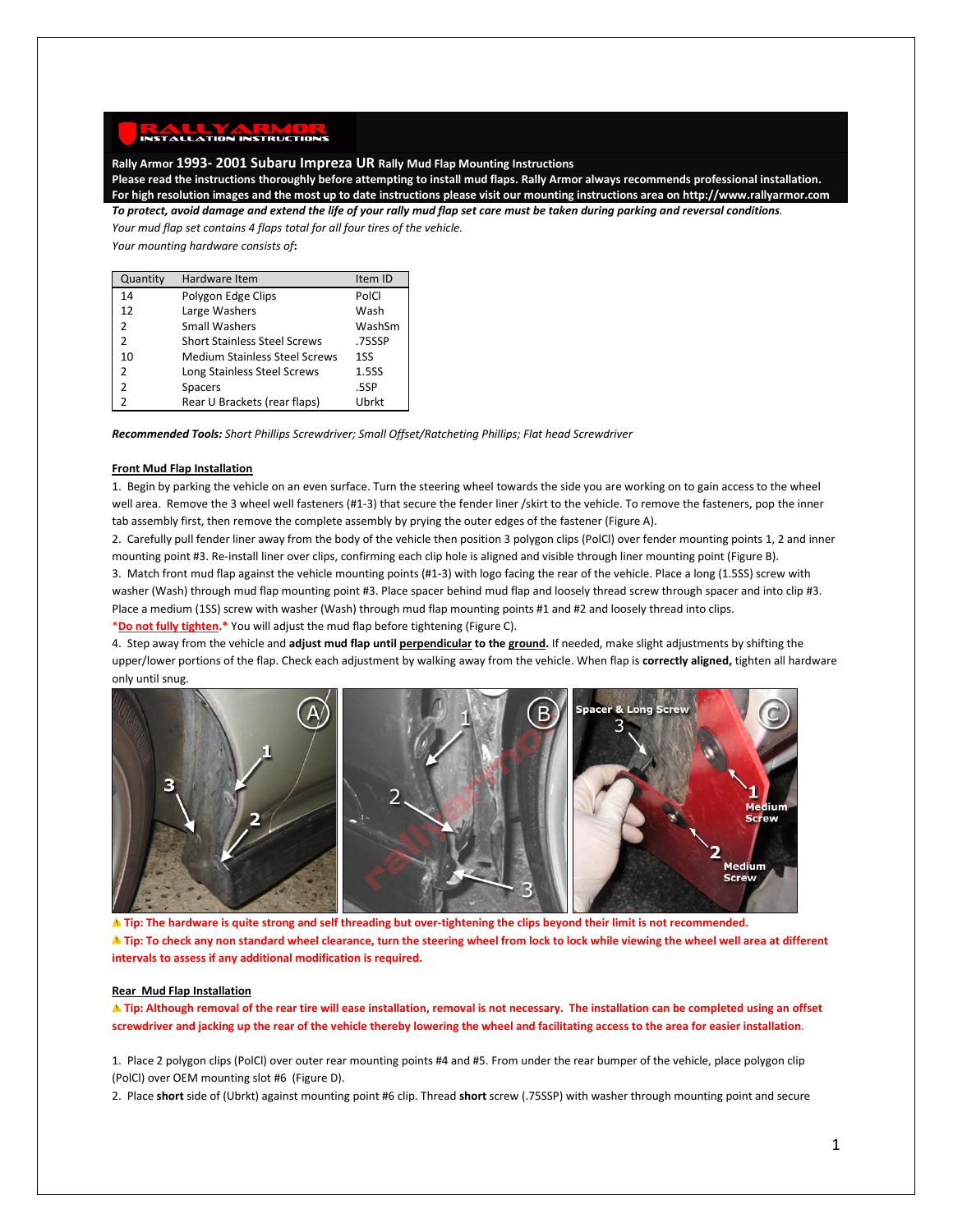**RALLY ARMOR INSTALLATION INSTRUCTIONS**

**Rally Armor 1993- 2001 Subaru Impreza UR Rally Mud Flap Mounting Instructions**

**Please read the instructions thoroughly before attempting to install mud flaps. Rally Armor always recommends professional installation.**
**For high resolution images and the most up to date instructions please visit our mounting instructions area on http://www.rallyarmor.com**

***To protect, avoid damage and extend the life of your rally mud flap set care must be taken during parking and reversal conditions.***

*Your mud flap set contains 4 flaps total for all four tires of the vehicle.*

*Your mounting hardware consists of*:

| Quantity | Hardware Item | Item ID |
|---|---|---|
| 14 | Polygon Edge Clips | PolCl |
| 12 | Large Washers | Wash |
| 2 | Small Washers | WashSm |
| 2 | Short Stainless Steel Screws | .75SSP |
| 10 | Medium Stainless Steel Screws | 1SS |
| 2 | Long Stainless Steel Screws | 1.5SS |
| 2 | Spacers | .5SP |
| 2 | Rear U Brackets (rear flaps) | Ubrkt |

***Recommended Tools:*** *Short Phillips Screwdriver; Small Offset/Ratcheting Phillips; Flat head Screwdriver*

## Front Mud Flap Installation

1. Begin by parking the vehicle on an even surface. Turn the steering wheel towards the side you are working on to gain access to the wheel well area. Remove the 3 wheel well fasteners (#1-3) that secure the fender liner /skirt to the vehicle. To remove the fasteners, pop the inner tab assembly first, then remove the complete assembly by prying the outer edges of the fastener (Figure A).
2. Carefully pull fender liner away from the body of the vehicle then position 3 polygon clips (PolCl) over fender mounting points 1, 2 and inner mounting point #3. Re-install liner over clips, confirming each clip hole is aligned and visible through liner mounting point (Figure B).
3. Match front mud flap against the vehicle mounting points (#1-3) with logo facing the rear of the vehicle. Place a long (1.5SS) screw with washer (Wash) through mud flap mounting point #3. Place spacer behind mud flap and loosely thread screw through spacer and into clip #3. Place a medium (1SS) screw with washer (Wash) through mud flap mounting points #1 and #2 and loosely thread into clips.
*__Do not fully tighten__.* You will adjust the mud flap before tightening (Figure C).
4. Step away from the vehicle and **adjust mud flap until __perpendicular__ to the __ground__.** If needed, make slight adjustments by shifting the upper/lower portions of the flap. Check each adjustment by walking away from the vehicle. When flap is **correctly aligned,** tighten all hardware only until snug.

⚠ **Tip: The hardware is quite strong and self threading but over-tightening the clips beyond their limit is not recommended.**

⚠ **Tip: To check any non standard wheel clearance, turn the steering wheel from lock to lock while viewing the wheel well area at different intervals to assess if any additional modification is required.**

## Rear Mud Flap Installation

⚠ **Tip: Although removal of the rear tire will ease installation, removal is not necessary. The installation can be completed using an offset screwdriver and jacking up the rear of the vehicle thereby lowering the wheel and facilitating access to the area for easier installation.**

1. Place 2 polygon clips (PolCl) over outer rear mounting points #4 and #5. From under the rear bumper of the vehicle, place polygon clip (PolCl) over OEM mounting slot #6 (Figure D).
2. Place **short** side of (Ubrkt) against mounting point #6 clip. Thread **short** screw (.75SSP) with washer through mounting point and secure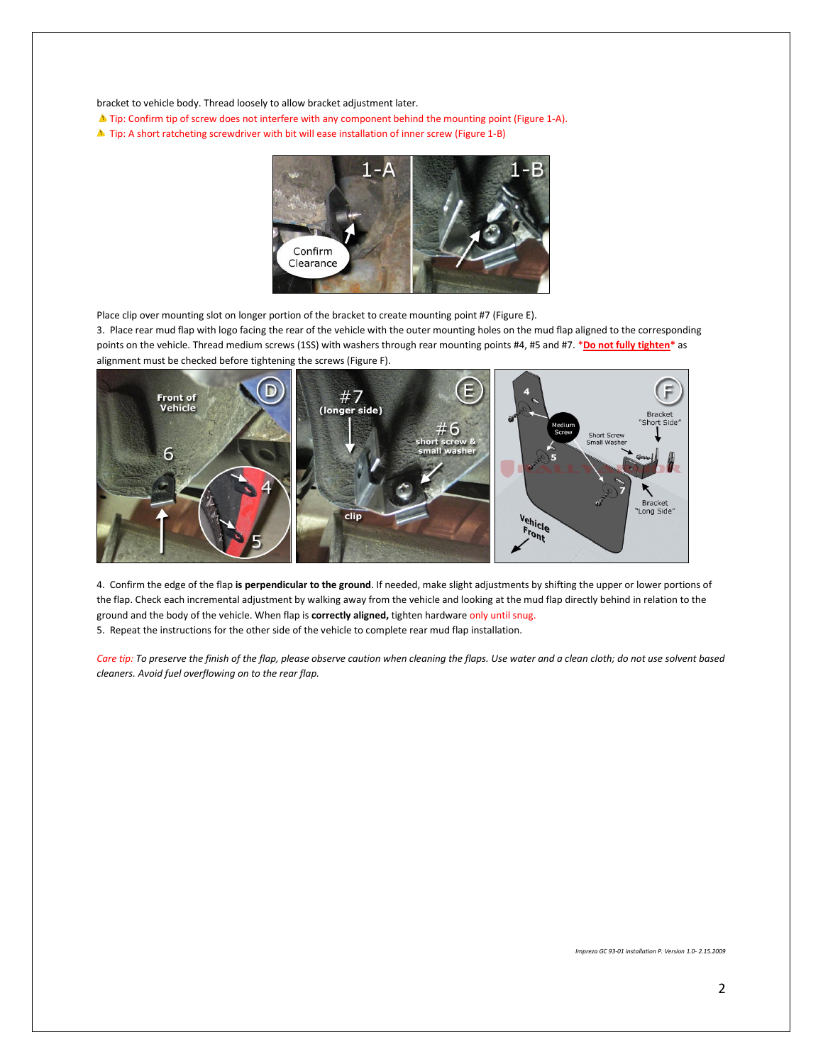bracket to vehicle body. Thread loosely to allow bracket adjustment later.

⚠ Tip: Confirm tip of screw does not interfere with any component behind the mounting point (Figure 1-A).

⚠ Tip: A short ratcheting screwdriver with bit will ease installation of inner screw (Figure 1-B)

Place clip over mounting slot on longer portion of the bracket to create mounting point #7 (Figure E).

3. Place rear mud flap with logo facing the rear of the vehicle with the outer mounting holes on the mud flap aligned to the corresponding points on the vehicle. Thread medium screws (1SS) with washers through rear mounting points #4, #5 and #7. ***Do not fully tighten*** as alignment must be checked before tightening the screws (Figure F).

4. Confirm the edge of the flap **is perpendicular to the ground**. If needed, make slight adjustments by shifting the upper or lower portions of the flap. Check each incremental adjustment by walking away from the vehicle and looking at the mud flap directly behind in relation to the ground and the body of the vehicle. When flap is **correctly aligned,** tighten hardware only until snug.

5. Repeat the instructions for the other side of the vehicle to complete rear mud flap installation.

*Care tip: To preserve the finish of the flap, please observe caution when cleaning the flaps. Use water and a clean cloth; do not use solvent based cleaners. Avoid fuel overflowing on to the rear flap.*

*Impreza GC 93-01 installation P. Version 1.0- 2.15.2009*